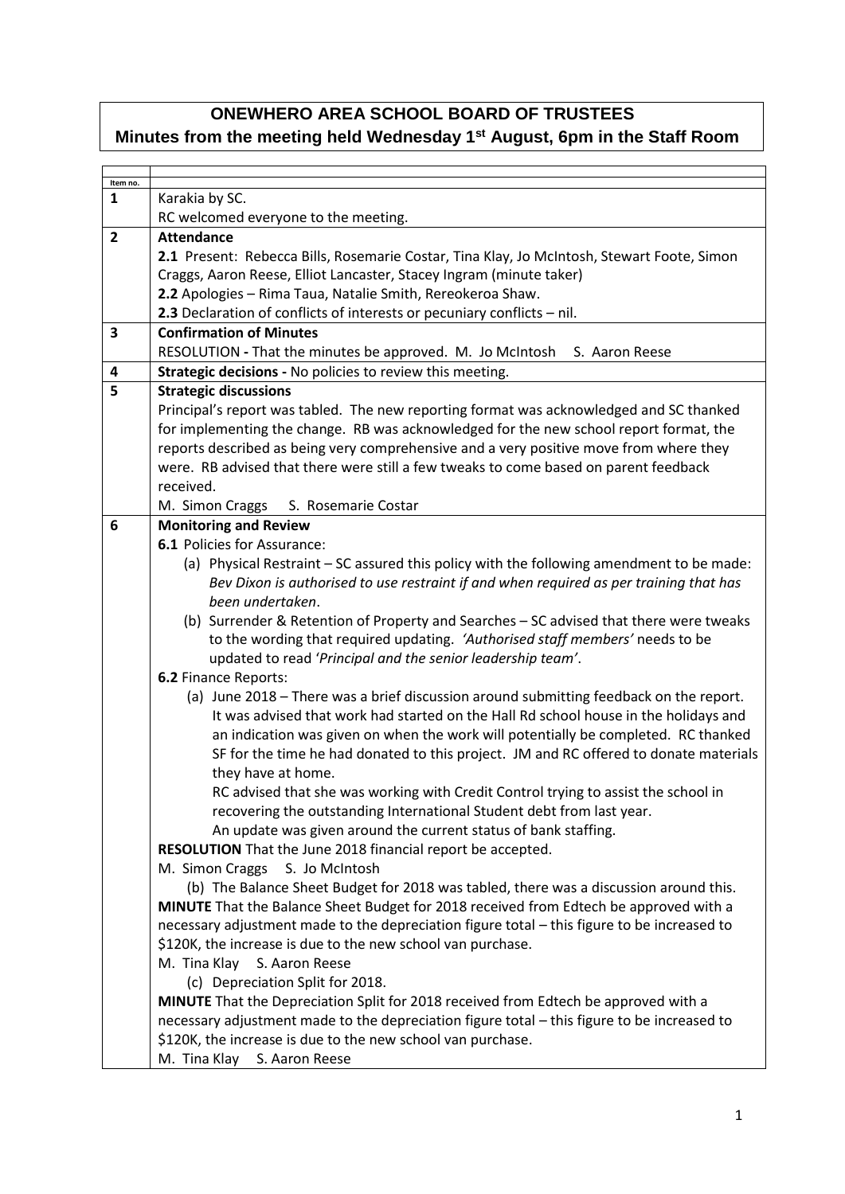# ONEWHERO AREA SCHOOL BOARD OF TRUSTEES

## Minutes from the meeting held Wednesday 1st August, 6pm in the Staff Room

| Item no. | |
|---|---|
| 1 | Karakia by SC.<br>RC welcomed everyone to the meeting. |
| 2 | **Attendance**<br>**2.1** Present: Rebecca Bills, Rosemarie Costar, Tina Klay, Jo McIntosh, Stewart Foote, Simon Craggs, Aaron Reese, Elliot Lancaster, Stacey Ingram (minute taker)<br>**2.2** Apologies – Rima Taua, Natalie Smith, Rereokeroa Shaw.<br>**2.3** Declaration of conflicts of interests or pecuniary conflicts – nil. |
| 3 | **Confirmation of Minutes**<br>RESOLUTION **-** That the minutes be approved. M. Jo McIntosh S. Aaron Reese |
| 4 | **Strategic decisions -** No policies to review this meeting. |
| 5 | **Strategic discussions**<br>Principal's report was tabled. The new reporting format was acknowledged and SC thanked for implementing the change. RB was acknowledged for the new school report format, the reports described as being very comprehensive and a very positive move from where they were. RB advised that there were still a few tweaks to come based on parent feedback received.<br>M. Simon Craggs S. Rosemarie Costar |
| 6 | **Monitoring and Review**<br>**6.1** Policies for Assurance:<br>(a) Physical Restraint – SC assured this policy with the following amendment to be made: *Bev Dixon is authorised to use restraint if and when required as per training that has been undertaken*.<br>(b) Surrender & Retention of Property and Searches – SC advised that there were tweaks to the wording that required updating. *'Authorised staff members'* needs to be updated to read '*Principal and the senior leadership team'*.<br>**6.2** Finance Reports:<br>(a) June 2018 – There was a brief discussion around submitting feedback on the report. It was advised that work had started on the Hall Rd school house in the holidays and an indication was given on when the work will potentially be completed. RC thanked SF for the time he had donated to this project. JM and RC offered to donate materials they have at home.<br>RC advised that she was working with Credit Control trying to assist the school in recovering the outstanding International Student debt from last year.<br>An update was given around the current status of bank staffing.<br>**RESOLUTION** That the June 2018 financial report be accepted.<br>M. Simon Craggs S. Jo McIntosh<br>(b) The Balance Sheet Budget for 2018 was tabled, there was a discussion around this.<br>**MINUTE** That the Balance Sheet Budget for 2018 received from Edtech be approved with a necessary adjustment made to the depreciation figure total – this figure to be increased to \$120K, the increase is due to the new school van purchase.<br>M. Tina Klay S. Aaron Reese<br>(c) Depreciation Split for 2018.<br>**MINUTE** That the Depreciation Split for 2018 received from Edtech be approved with a necessary adjustment made to the depreciation figure total – this figure to be increased to \$120K, the increase is due to the new school van purchase.<br>M. Tina Klay S. Aaron Reese |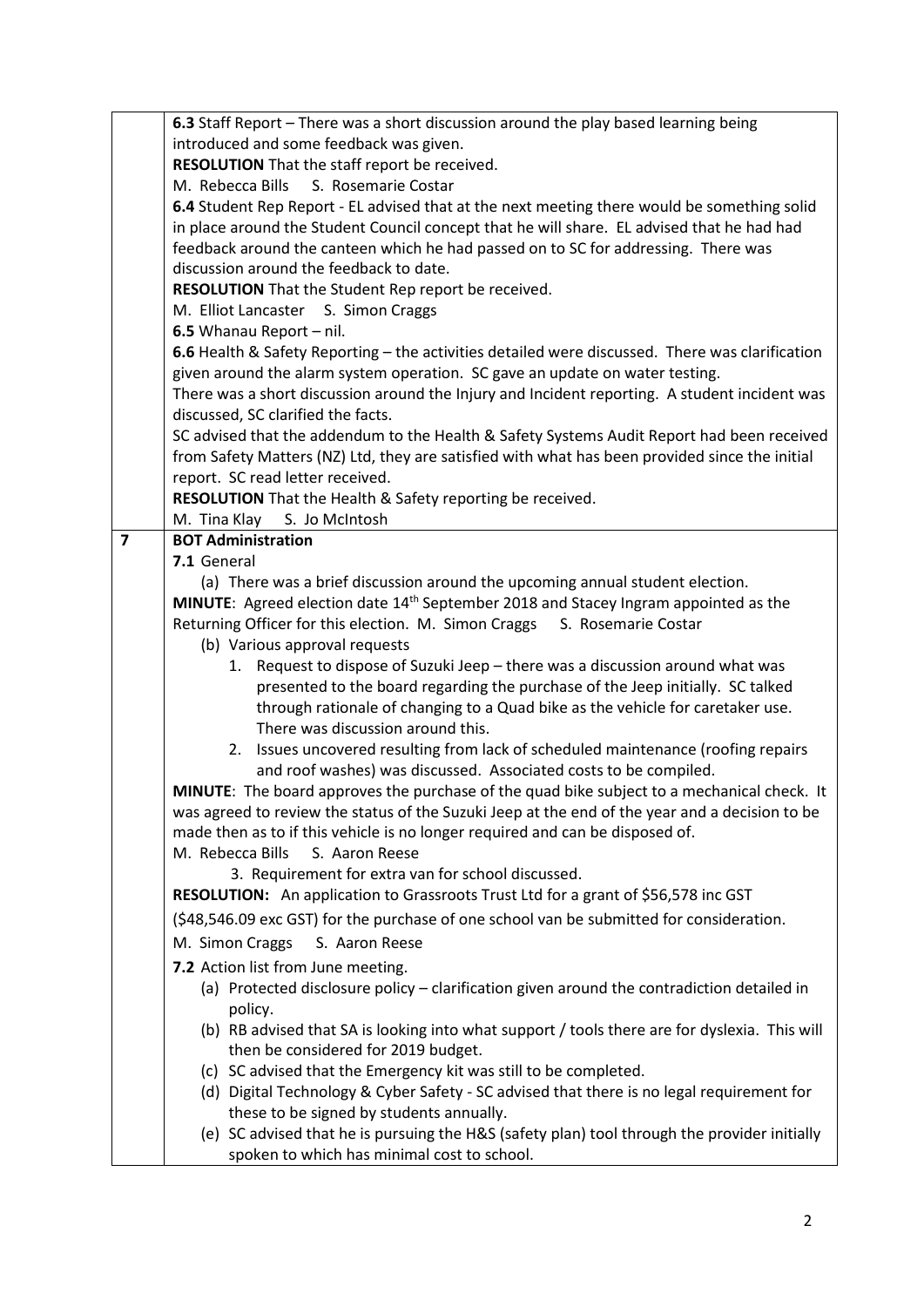| | |
|---|---|
| | **6.3** Staff Report – There was a short discussion around the play based learning being introduced and some feedback was given.<br>**RESOLUTION** That the staff report be received.<br>M. Rebecca Bills S. Rosemarie Costar<br>**6.4** Student Rep Report - EL advised that at the next meeting there would be something solid in place around the Student Council concept that he will share. EL advised that he had had feedback around the canteen which he had passed on to SC for addressing. There was discussion around the feedback to date.<br>**RESOLUTION** That the Student Rep report be received.<br>M. Elliot Lancaster S. Simon Craggs<br>**6.5** Whanau Report – nil.<br>**6.6** Health & Safety Reporting – the activities detailed were discussed. There was clarification given around the alarm system operation. SC gave an update on water testing.<br>There was a short discussion around the Injury and Incident reporting. A student incident was discussed, SC clarified the facts.<br>SC advised that the addendum to the Health & Safety Systems Audit Report had been received from Safety Matters (NZ) Ltd, they are satisfied with what has been provided since the initial report. SC read letter received.<br>**RESOLUTION** That the Health & Safety reporting be received.<br>M. Tina Klay S. Jo McIntosh |
| **7** | **BOT Administration**<br>**7.1** General<br>(a) There was a brief discussion around the upcoming annual student election.<br>**MINUTE**: Agreed election date 14th September 2018 and Stacey Ingram appointed as the Returning Officer for this election. M. Simon Craggs S. Rosemarie Costar<br>(b) Various approval requests<br>1. Request to dispose of Suzuki Jeep – there was a discussion around what was presented to the board regarding the purchase of the Jeep initially. SC talked through rationale of changing to a Quad bike as the vehicle for caretaker use. There was discussion around this.<br>2. Issues uncovered resulting from lack of scheduled maintenance (roofing repairs and roof washes) was discussed. Associated costs to be compiled.<br>**MINUTE**: The board approves the purchase of the quad bike subject to a mechanical check. It was agreed to review the status of the Suzuki Jeep at the end of the year and a decision to be made then as to if this vehicle is no longer required and can be disposed of.<br>M. Rebecca Bills S. Aaron Reese<br>3. Requirement for extra van for school discussed.<br>**RESOLUTION:** An application to Grassroots Trust Ltd for a grant of $56,578 inc GST ($48,546.09 exc GST) for the purchase of one school van be submitted for consideration.<br>M. Simon Craggs S. Aaron Reese<br>**7.2** Action list from June meeting.<br>(a) Protected disclosure policy – clarification given around the contradiction detailed in policy.<br>(b) RB advised that SA is looking into what support / tools there are for dyslexia. This will then be considered for 2019 budget.<br>(c) SC advised that the Emergency kit was still to be completed.<br>(d) Digital Technology & Cyber Safety - SC advised that there is no legal requirement for these to be signed by students annually.<br>(e) SC advised that he is pursuing the H&S (safety plan) tool through the provider initially spoken to which has minimal cost to school. |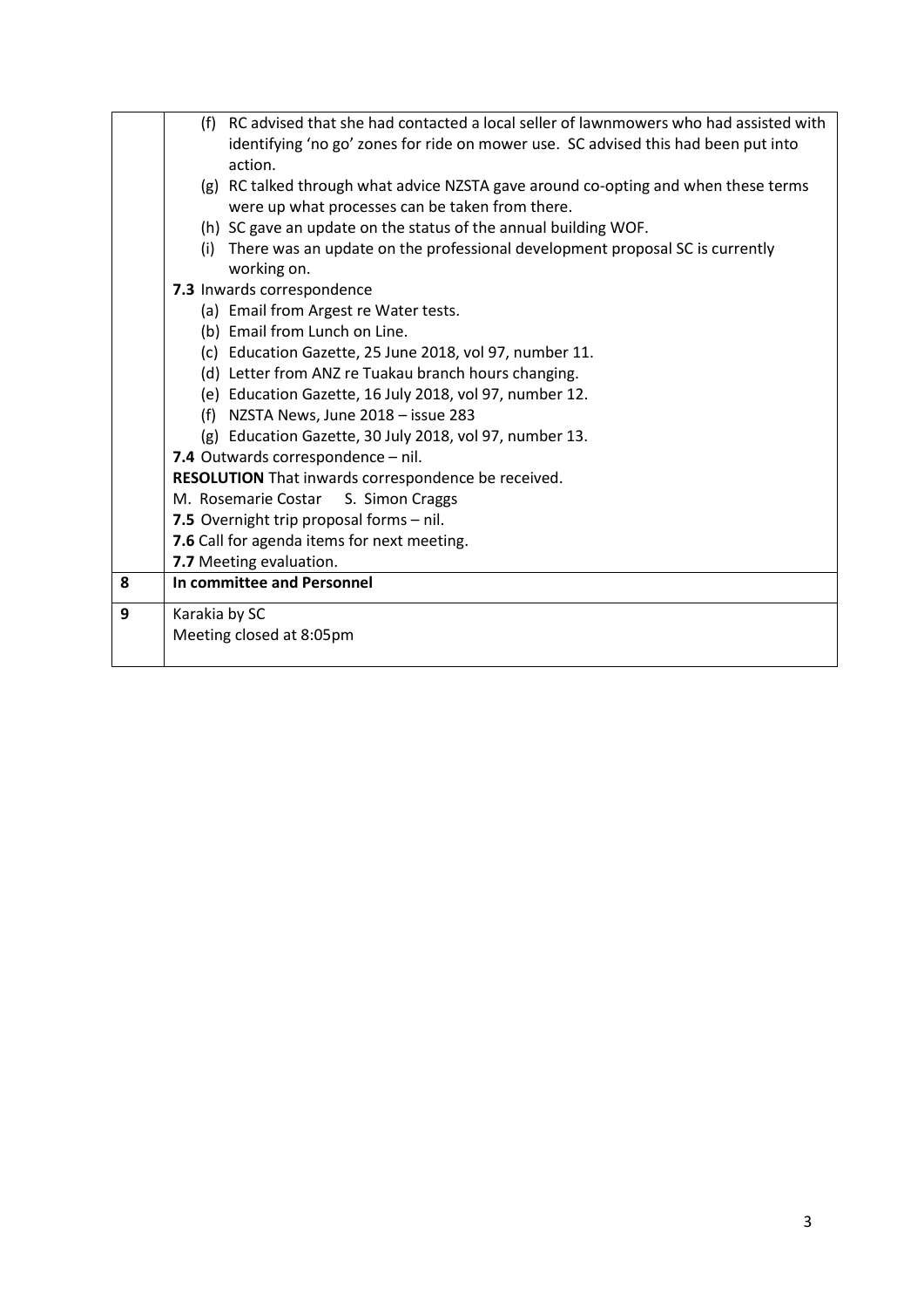| | |
|---|---|
| | (f) RC advised that she had contacted a local seller of lawnmowers who had assisted with identifying 'no go' zones for ride on mower use. SC advised this had been put into action.<br>(g) RC talked through what advice NZSTA gave around co-opting and when these terms were up what processes can be taken from there.<br>(h) SC gave an update on the status of the annual building WOF.<br>(i) There was an update on the professional development proposal SC is currently working on.<br>**7.3** Inwards correspondence<br>(a) Email from Argest re Water tests.<br>(b) Email from Lunch on Line.<br>(c) Education Gazette, 25 June 2018, vol 97, number 11.<br>(d) Letter from ANZ re Tuakau branch hours changing.<br>(e) Education Gazette, 16 July 2018, vol 97, number 12.<br>(f) NZSTA News, June 2018 – issue 283<br>(g) Education Gazette, 30 July 2018, vol 97, number 13.<br>**7.4** Outwards correspondence – nil.<br>**RESOLUTION** That inwards correspondence be received.<br>M. Rosemarie Costar S. Simon Craggs<br>**7.5** Overnight trip proposal forms – nil.<br>**7.6** Call for agenda items for next meeting.<br>**7.7** Meeting evaluation. |
| **8** | **In committee and Personnel** |
| **9** | Karakia by SC<br>Meeting closed at 8:05pm |